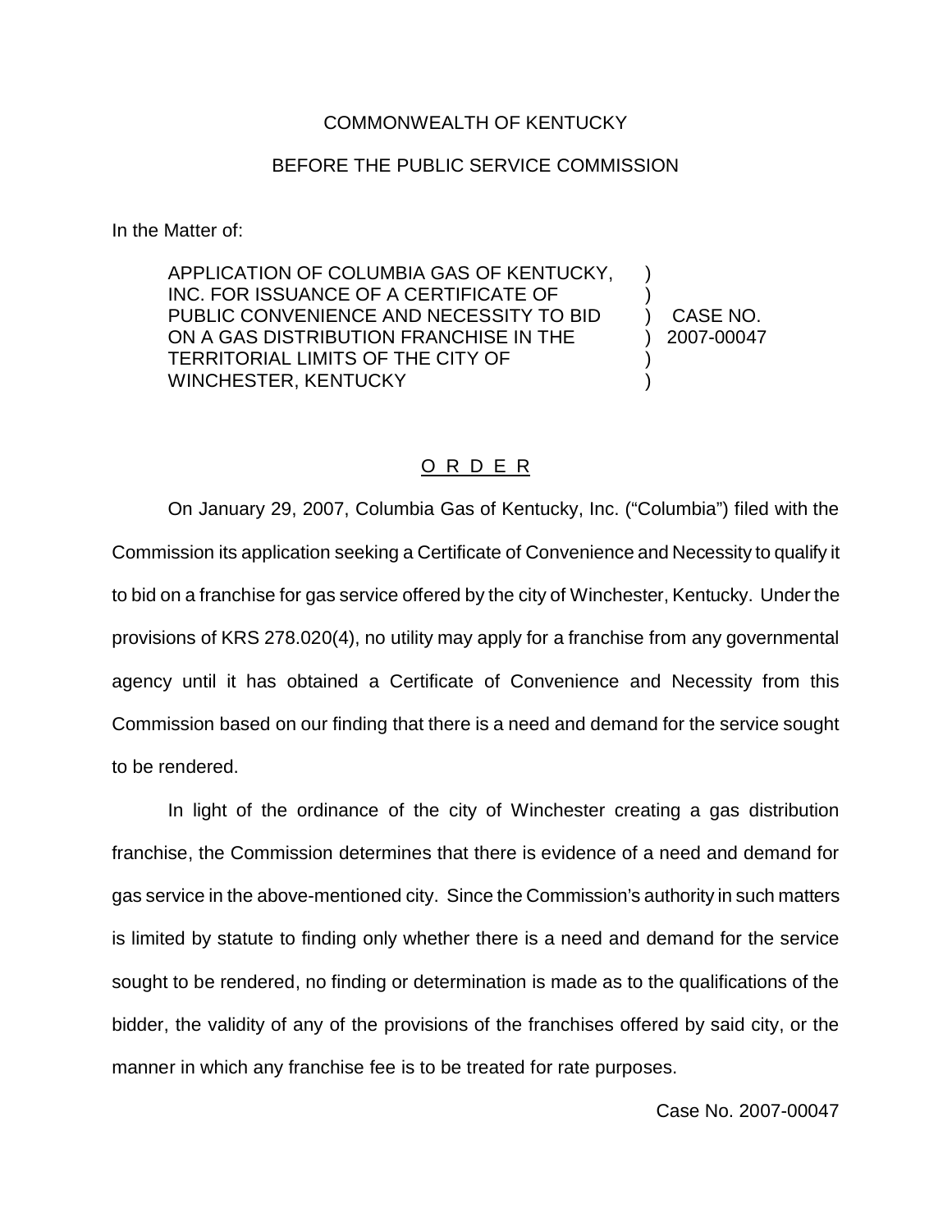COMMONWEALTH OF KENTUCKY

BEFORE THE PUBLIC SERVICE COMMISSION

In the Matter of:

| | | |
|---|---|---|
| APPLICATION OF COLUMBIA GAS OF KENTUCKY, INC. FOR ISSUANCE OF A CERTIFICATE OF PUBLIC CONVENIENCE AND NECESSITY TO BID ON A GAS DISTRIBUTION FRANCHISE IN THE TERRITORIAL LIMITS OF THE CITY OF WINCHESTER, KENTUCKY | ) | CASE NO. 2007-00047 |

## O R D E R

On January 29, 2007, Columbia Gas of Kentucky, Inc. ("Columbia") filed with the Commission its application seeking a Certificate of Convenience and Necessity to qualify it to bid on a franchise for gas service offered by the city of Winchester, Kentucky. Under the provisions of KRS 278.020(4), no utility may apply for a franchise from any governmental agency until it has obtained a Certificate of Convenience and Necessity from this Commission based on our finding that there is a need and demand for the service sought to be rendered.

In light of the ordinance of the city of Winchester creating a gas distribution franchise, the Commission determines that there is evidence of a need and demand for gas service in the above-mentioned city. Since the Commission's authority in such matters is limited by statute to finding only whether there is a need and demand for the service sought to be rendered, no finding or determination is made as to the qualifications of the bidder, the validity of any of the provisions of the franchises offered by said city, or the manner in which any franchise fee is to be treated for rate purposes.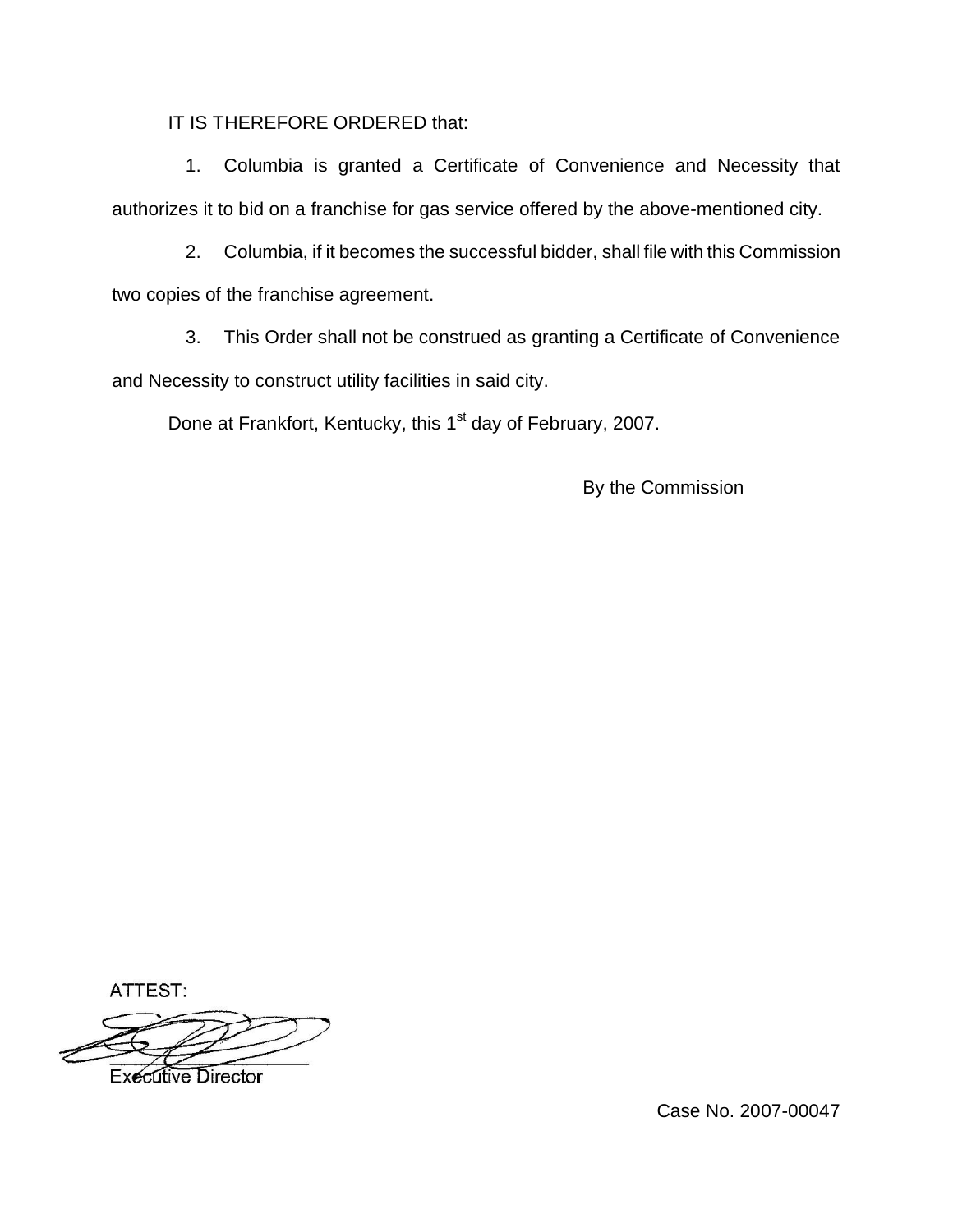IT IS THEREFORE ORDERED that:

1. Columbia is granted a Certificate of Convenience and Necessity that authorizes it to bid on a franchise for gas service offered by the above-mentioned city.

2. Columbia, if it becomes the successful bidder, shall file with this Commission two copies of the franchise agreement.

3. This Order shall not be construed as granting a Certificate of Convenience and Necessity to construct utility facilities in said city.

Done at Frankfort, Kentucky, this 1st day of February, 2007.

By the Commission

ATTEST:

Executive Director

Case No. 2007-00047